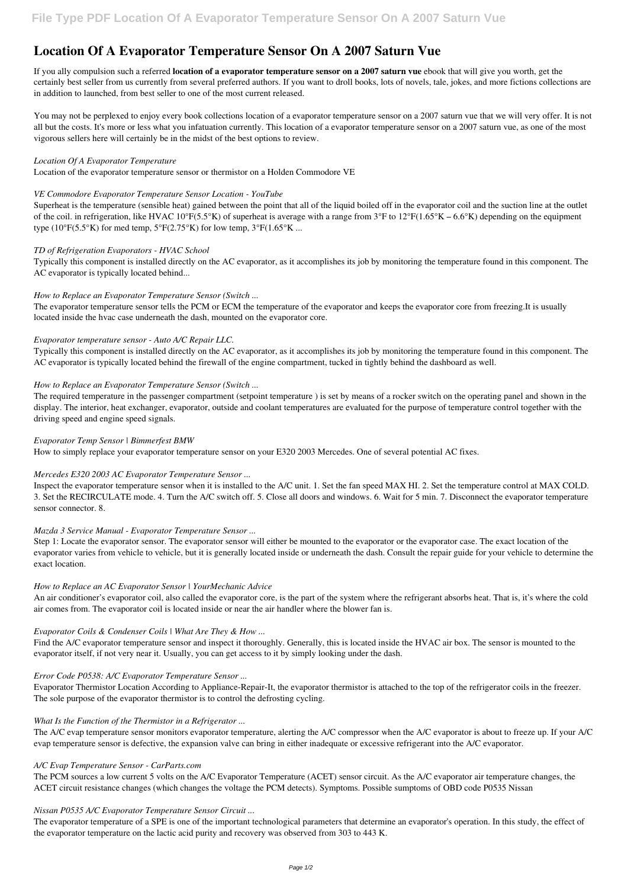# Location Of A Evaporator Temperature Sensor On A 2007 Saturn Vue

If you ally compulsion such a referred **location of a evaporator temperature sensor on a 2007 saturn vue** ebook that will give you worth, get the certainly best seller from us currently from several preferred authors. If you want to droll books, lots of novels, tale, jokes, and more fictions collections are in addition to launched, from best seller to one of the most current released.

You may not be perplexed to enjoy every book collections location of a evaporator temperature sensor on a 2007 saturn vue that we will very offer. It is not all but the costs. It's more or less what you infatuation currently. This location of a evaporator temperature sensor on a 2007 saturn vue, as one of the most vigorous sellers here will certainly be in the midst of the best options to review.

*Location Of A Evaporator Temperature*

Location of the evaporator temperature sensor or thermistor on a Holden Commodore VE

*VE Commodore Evaporator Temperature Sensor Location - YouTube*

Superheat is the temperature (sensible heat) gained between the point that all of the liquid boiled off in the evaporator coil and the suction line at the outlet of the coil. in refrigeration, like HVAC 10°F(5.5°K) of superheat is average with a range from 3°F to 12°F(1.65°K – 6.6°K) depending on the equipment type (10°F(5.5°K) for med temp, 5°F(2.75°K) for low temp, 3°F(1.65°K ...

*TD of Refrigeration Evaporators - HVAC School*

Typically this component is installed directly on the AC evaporator, as it accomplishes its job by monitoring the temperature found in this component. The AC evaporator is typically located behind...

*How to Replace an Evaporator Temperature Sensor (Switch ...*

The evaporator temperature sensor tells the PCM or ECM the temperature of the evaporator and keeps the evaporator core from freezing.It is usually located inside the hvac case underneath the dash, mounted on the evaporator core.

*Evaporator temperature sensor - Auto A/C Repair LLC.*

Typically this component is installed directly on the AC evaporator, as it accomplishes its job by monitoring the temperature found in this component. The AC evaporator is typically located behind the firewall of the engine compartment, tucked in tightly behind the dashboard as well.

*How to Replace an Evaporator Temperature Sensor (Switch ...*

The required temperature in the passenger compartment (setpoint temperature ) is set by means of a rocker switch on the operating panel and shown in the display. The interior, heat exchanger, evaporator, outside and coolant temperatures are evaluated for the purpose of temperature control together with the driving speed and engine speed signals.

*Evaporator Temp Sensor | Bimmerfest BMW*

How to simply replace your evaporator temperature sensor on your E320 2003 Mercedes. One of several potential AC fixes.

*Mercedes E320 2003 AC Evaporator Temperature Sensor ...*

Inspect the evaporator temperature sensor when it is installed to the A/C unit. 1. Set the fan speed MAX HI. 2. Set the temperature control at MAX COLD. 3. Set the RECIRCULATE mode. 4. Turn the A/C switch off. 5. Close all doors and windows. 6. Wait for 5 min. 7. Disconnect the evaporator temperature sensor connector. 8.

*Mazda 3 Service Manual - Evaporator Temperature Sensor ...*

Step 1: Locate the evaporator sensor. The evaporator sensor will either be mounted to the evaporator or the evaporator case. The exact location of the evaporator varies from vehicle to vehicle, but it is generally located inside or underneath the dash. Consult the repair guide for your vehicle to determine the exact location.

*How to Replace an AC Evaporator Sensor | YourMechanic Advice*

An air conditioner's evaporator coil, also called the evaporator core, is the part of the system where the refrigerant absorbs heat. That is, it's where the cold air comes from. The evaporator coil is located inside or near the air handler where the blower fan is.

*Evaporator Coils & Condenser Coils | What Are They & How ...*

Find the A/C evaporator temperature sensor and inspect it thoroughly. Generally, this is located inside the HVAC air box. The sensor is mounted to the evaporator itself, if not very near it. Usually, you can get access to it by simply looking under the dash.

*Error Code P0538: A/C Evaporator Temperature Sensor ...*

Evaporator Thermistor Location According to Appliance-Repair-It, the evaporator thermistor is attached to the top of the refrigerator coils in the freezer. The sole purpose of the evaporator thermistor is to control the defrosting cycling.

*What Is the Function of the Thermistor in a Refrigerator ...*

The A/C evap temperature sensor monitors evaporator temperature, alerting the A/C compressor when the A/C evaporator is about to freeze up. If your A/C evap temperature sensor is defective, the expansion valve can bring in either inadequate or excessive refrigerant into the A/C evaporator.

*A/C Evap Temperature Sensor - CarParts.com*

The PCM sources a low current 5 volts on the A/C Evaporator Temperature (ACET) sensor circuit. As the A/C evaporator air temperature changes, the ACET circuit resistance changes (which changes the voltage the PCM detects). Symptoms. Possible sumptoms of OBD code P0535 Nissan

*Nissan P0535 A/C Evaporator Temperature Sensor Circuit ...*

The evaporator temperature of a SPE is one of the important technological parameters that determine an evaporator's operation. In this study, the effect of the evaporator temperature on the lactic acid purity and recovery was observed from 303 to 443 K.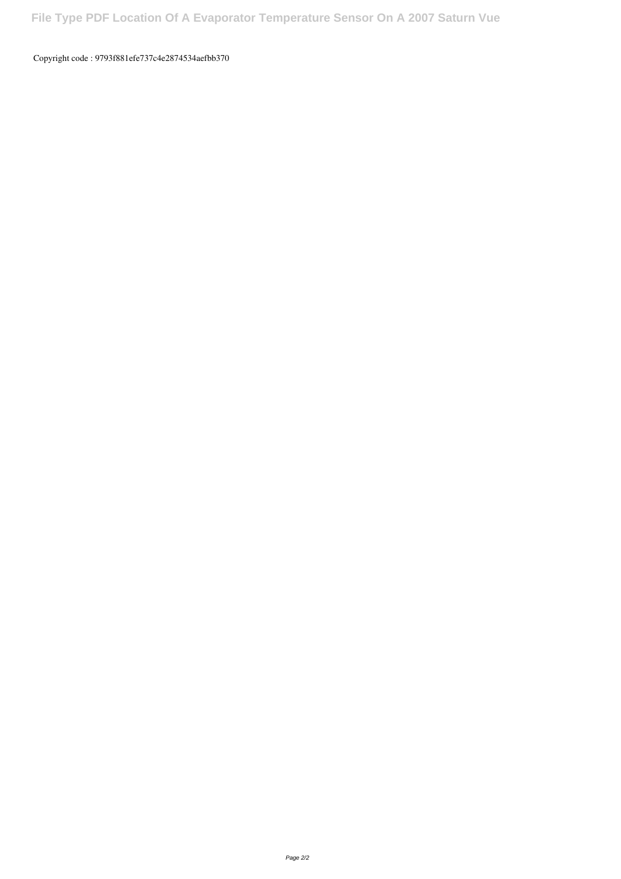Copyright code : 9793f881efe737c4e2874534aefbb370